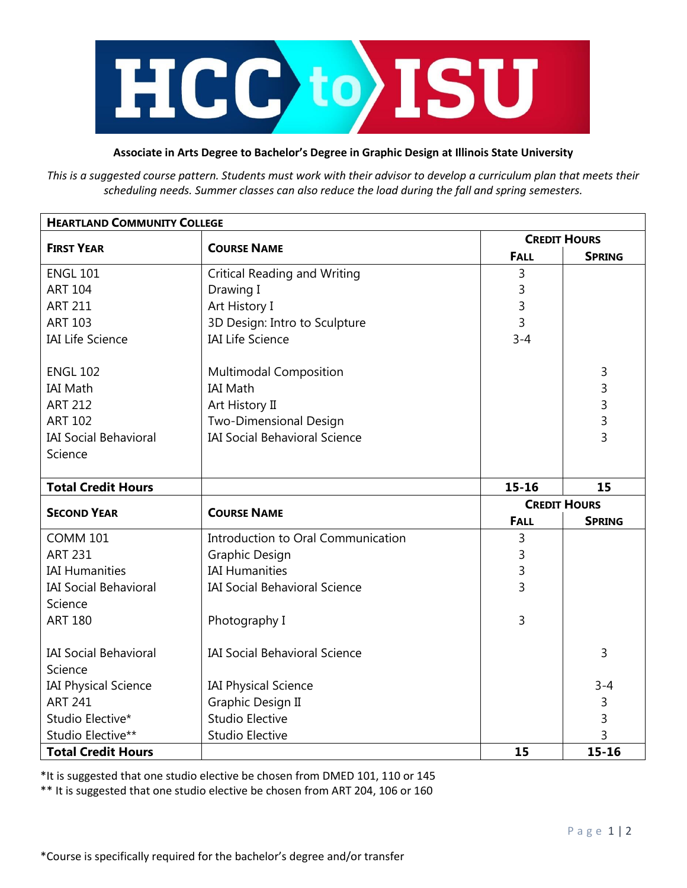# HCC to ISU

**Associate in Arts Degree to Bachelor's Degree in Graphic Design at Illinois State University**

*This is a suggested course pattern. Students must work with their advisor to develop a curriculum plan that meets their scheduling needs. Summer classes can also reduce the load during the fall and spring semesters.*

| **HEARTLAND COMMUNITY COLLEGE** | | | |
|---|---|---|---|
| **FIRST YEAR** | **COURSE NAME** | **CREDIT HOURS** | |
| | | **FALL** | **SPRING** |
| ENGL 101 | Critical Reading and Writing | 3 | |
| ART 104 | Drawing I | 3 | |
| ART 211 | Art History I | 3 | |
| ART 103 | 3D Design: Intro to Sculpture | 3 | |
| IAI Life Science | IAI Life Science | 3-4 | |
| ENGL 102 | Multimodal Composition | | 3 |
| IAI Math | IAI Math | | 3 |
| ART 212 | Art History II | | 3 |
| ART 102 | Two-Dimensional Design | | 3 |
| IAI Social Behavioral Science | IAI Social Behavioral Science | | 3 |
| **Total Credit Hours** | | **15-16** | **15** |
| **SECOND YEAR** | **COURSE NAME** | **CREDIT HOURS** | |
| | | **FALL** | **SPRING** |
| COMM 101 | Introduction to Oral Communication | 3 | |
| ART 231 | Graphic Design | 3 | |
| IAI Humanities | IAI Humanities | 3 | |
| IAI Social Behavioral Science | IAI Social Behavioral Science | 3 | |
| ART 180 | Photography I | 3 | |
| IAI Social Behavioral Science | IAI Social Behavioral Science | | 3 |
| IAI Physical Science | IAI Physical Science | | 3-4 |
| ART 241 | Graphic Design II | | 3 |
| Studio Elective* | Studio Elective | | 3 |
| Studio Elective** | Studio Elective | | 3 |
| **Total Credit Hours** | | **15** | **15-16** |

*It is suggested that one studio elective be chosen from DMED 101, 110 or 145

** It is suggested that one studio elective be chosen from ART 204, 106 or 160

*Course is specifically required for the bachelor's degree and/or transfer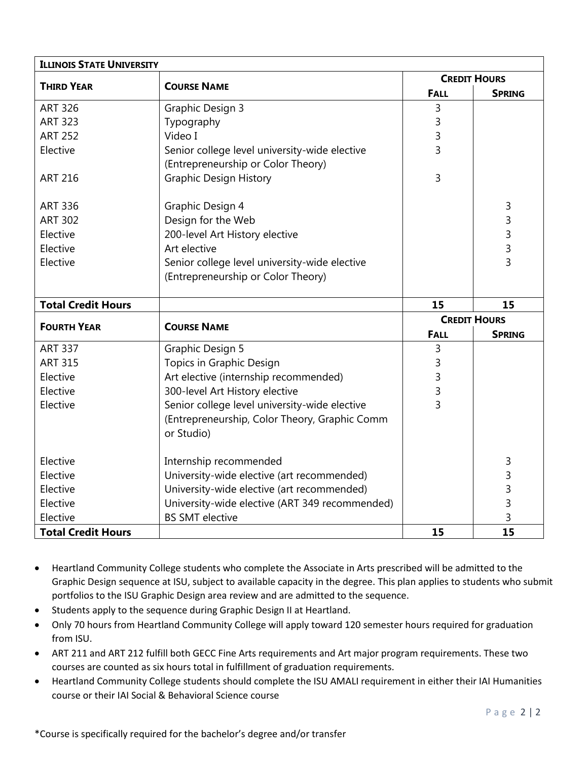| ILLINOIS STATE UNIVERSITY | | | |
|---|---|---|---|
| **THIRD YEAR** | **COURSE NAME** | **CREDIT HOURS** | |
| | | **FALL** | **SPRING** |
| ART 326 | Graphic Design 3 | 3 | |
| ART 323 | Typography | 3 | |
| ART 252 | Video I | 3 | |
| Elective | Senior college level university-wide elective (Entrepreneurship or Color Theory) | 3 | |
| ART 216 | Graphic Design History | 3 | |
| ART 336 | Graphic Design 4 | | 3 |
| ART 302 | Design for the Web | | 3 |
| Elective | 200-level Art History elective | | 3 |
| Elective | Art elective | | 3 |
| Elective | Senior college level university-wide elective (Entrepreneurship or Color Theory) | | 3 |
| **Total Credit Hours** | | **15** | **15** |
| **FOURTH YEAR** | **COURSE NAME** | **CREDIT HOURS** | |
| | | **FALL** | **SPRING** |
| ART 337 | Graphic Design 5 | 3 | |
| ART 315 | Topics in Graphic Design | 3 | |
| Elective | Art elective (internship recommended) | 3 | |
| Elective | 300-level Art History elective | 3 | |
| Elective | Senior college level university-wide elective (Entrepreneurship, Color Theory, Graphic Comm or Studio) | 3 | |
| Elective | Internship recommended | | 3 |
| Elective | University-wide elective (art recommended) | | 3 |
| Elective | University-wide elective (art recommended) | | 3 |
| Elective | University-wide elective (ART 349 recommended) | | 3 |
| Elective | BS SMT elective | | 3 |
| **Total Credit Hours** | | **15** | **15** |

- Heartland Community College students who complete the Associate in Arts prescribed will be admitted to the Graphic Design sequence at ISU, subject to available capacity in the degree. This plan applies to students who submit portfolios to the ISU Graphic Design area review and are admitted to the sequence.
- Students apply to the sequence during Graphic Design II at Heartland.
- Only 70 hours from Heartland Community College will apply toward 120 semester hours required for graduation from ISU.
- ART 211 and ART 212 fulfill both GECC Fine Arts requirements and Art major program requirements. These two courses are counted as six hours total in fulfillment of graduation requirements.
- Heartland Community College students should complete the ISU AMALI requirement in either their IAI Humanities course or their IAI Social & Behavioral Science course

*Course is specifically required for the bachelor's degree and/or transfer